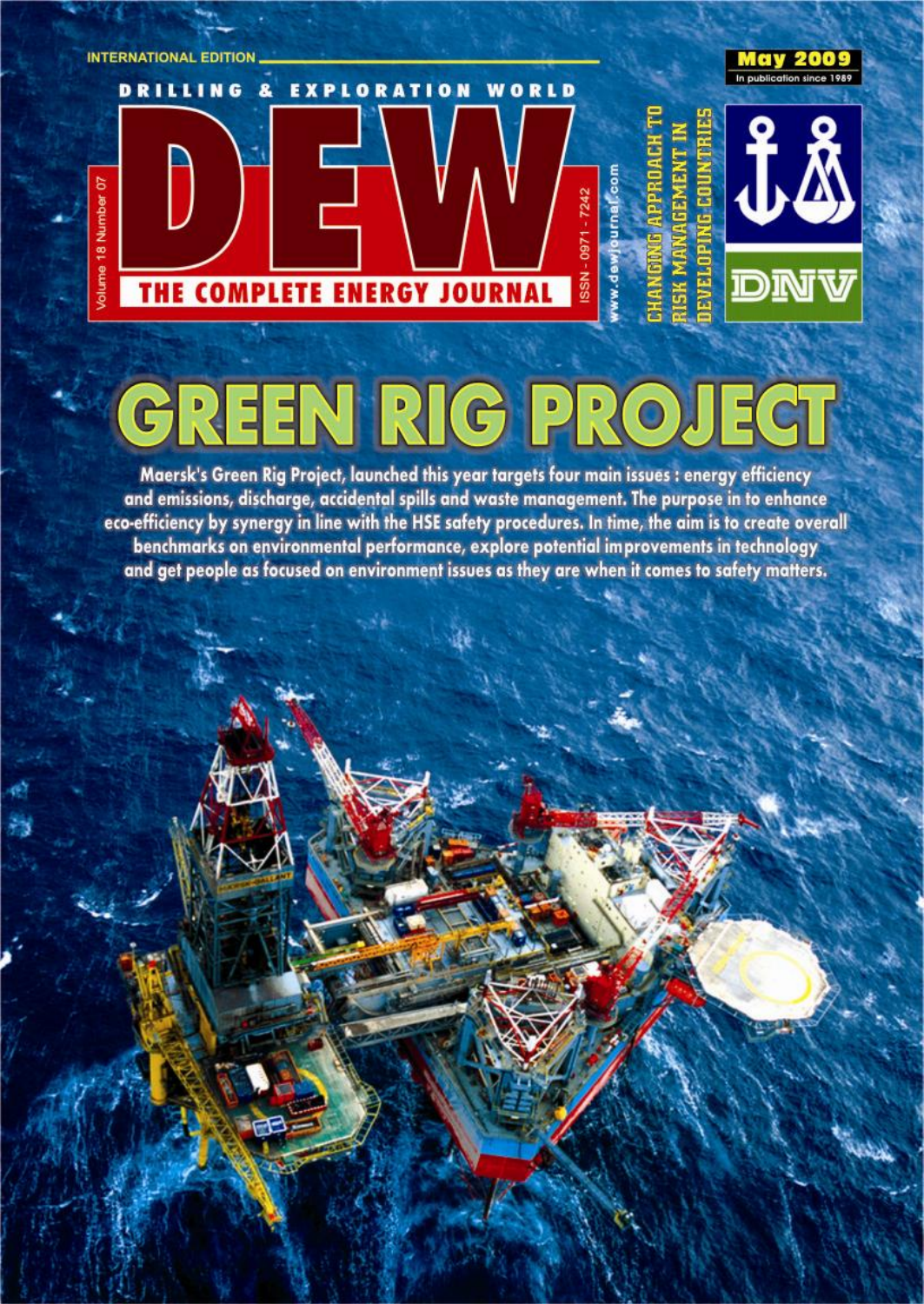INTERNATIONAL EDITION

May 2009

In publication since 1989

DRILLING & EXPLORATION WORLD

# DEW

THE COMPLETE ENERGY JOURNAL

Volume 18 Number 07

ISSN - 0971 - 7242

www.dewjournal.com

CHANGING APPROACH TO RISK MANAGEMENT IN DEVELOPING COUNTRIES

DNV

# GREEN RIG PROJECT

Maersk's Green Rig Project, launched this year targets four main issues : energy efficiency and emissions, discharge, accidental spills and waste management. The purpose in to enhance eco-efficiency by synergy in line with the HSE safety procedures. In time, the aim is to create overall benchmarks on environmental performance, explore potential improvements in technology and get people as focused on environment issues as they are when it comes to safety matters.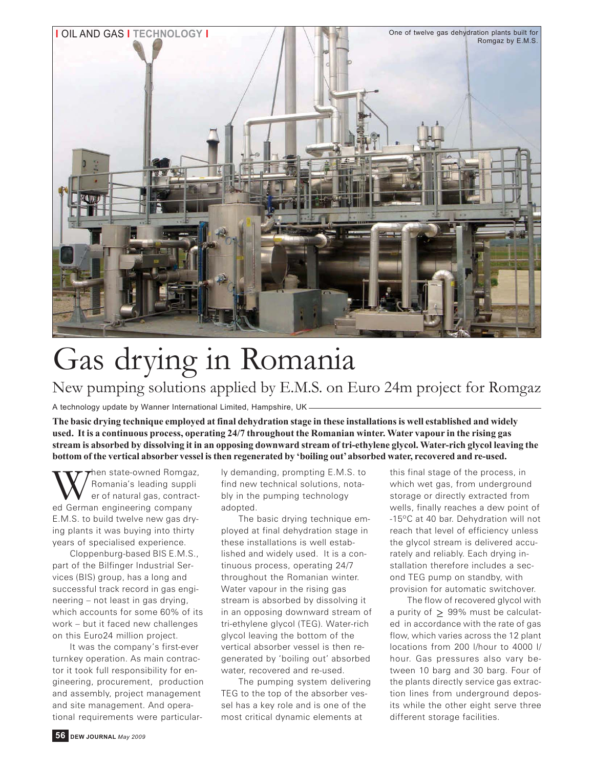One of twelve gas dehydration plants built for Romgaz by E.M.S.

# Gas drying in Romania

## New pumping solutions applied by E.M.S. on Euro 24m project for Romgaz

A technology update by Wanner International Limited, Hampshire, UK

**The basic drying technique employed at final dehydration stage in these installations is well established and widely used. It is a continuous process, operating 24/7 throughout the Romanian winter. Water vapour in the rising gas stream is absorbed by dissolving it in an opposing downward stream of tri-ethylene glycol. Water-rich glycol leaving the bottom of the vertical absorber vessel is then regenerated by 'boiling out' absorbed water, recovered and re-used.**

When state-owned Romgaz, Romania's leading supplier of natural gas, contracted German engineering company E.M.S. to build twelve new gas drying plants it was buying into thirty years of specialised experience.

Cloppenburg-based BIS E.M.S., part of the Bilfinger Industrial Services (BIS) group, has a long and successful track record in gas engineering – not least in gas drying, which accounts for some 60% of its work – but it faced new challenges on this Euro24 million project.

It was the company's first-ever turnkey operation. As main contractor it took full responsibility for engineering, procurement, production and assembly, project management and site management. And operational requirements were particularly demanding, prompting E.M.S. to find new technical solutions, notably in the pumping technology adopted.

The basic drying technique employed at final dehydration stage in these installations is well established and widely used. It is a continuous process, operating 24/7 throughout the Romanian winter. Water vapour in the rising gas stream is absorbed by dissolving it in an opposing downward stream of tri-ethylene glycol (TEG). Water-rich glycol leaving the bottom of the vertical absorber vessel is then regenerated by 'boiling out' absorbed water, recovered and re-used.

The pumping system delivering TEG to the top of the absorber vessel has a key role and is one of the most critical dynamic elements at this final stage of the process, in which wet gas, from underground storage or directly extracted from wells, finally reaches a dew point of -15ºC at 40 bar. Dehydration will not reach that level of efficiency unless the glycol stream is delivered accurately and reliably. Each drying installation therefore includes a second TEG pump on standby, with provision for automatic switchover.

The flow of recovered glycol with a purity of $\geq$ 99% must be calculated in accordance with the rate of gas flow, which varies across the 12 plant locations from 200 l/hour to 4000 l/hour. Gas pressures also vary between 10 barg and 30 barg. Four of the plants directly service gas extraction lines from underground deposits while the other eight serve three different storage facilities.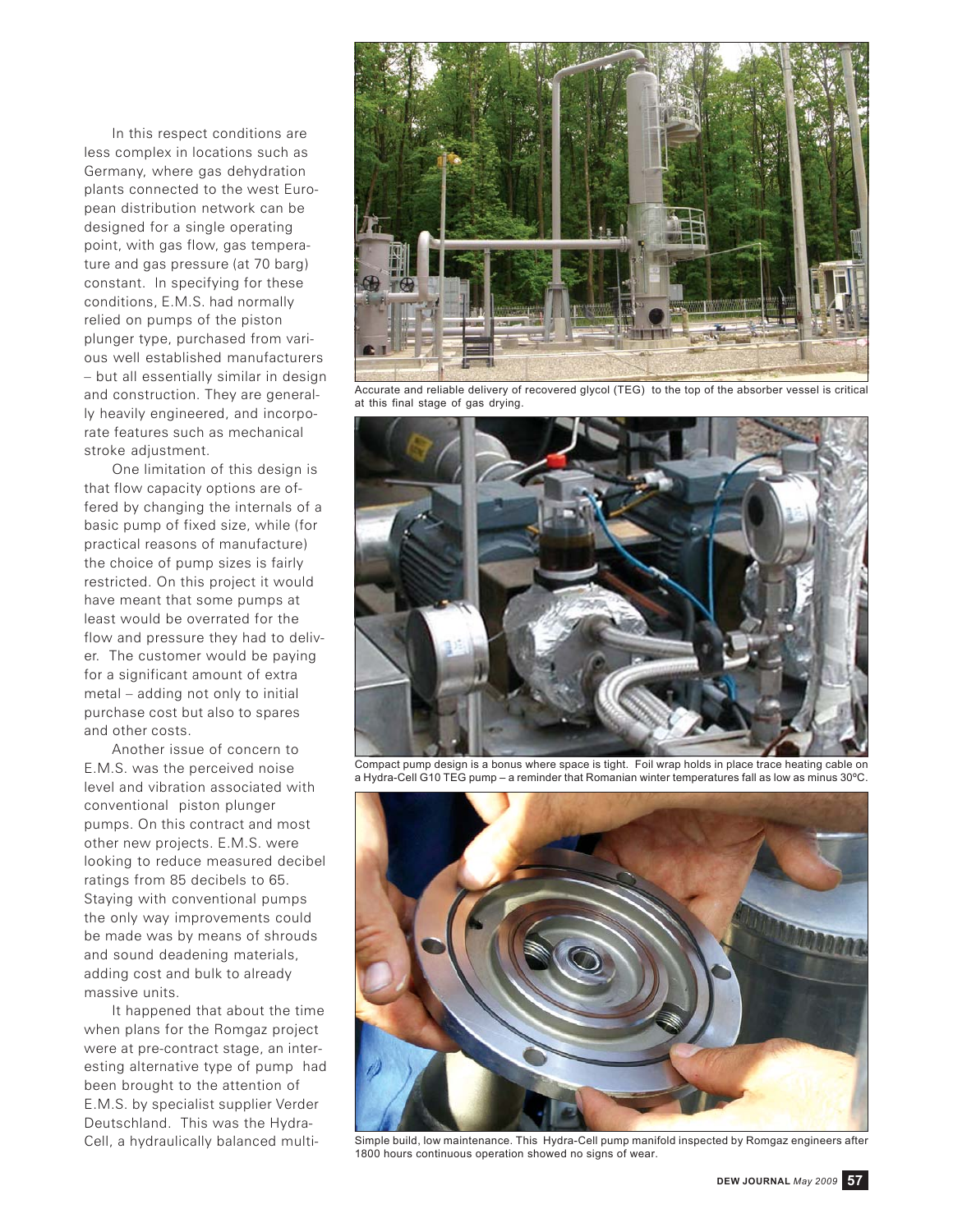In this respect conditions are less complex in locations such as Germany, where gas dehydration plants connected to the west European distribution network can be designed for a single operating point, with gas flow, gas temperature and gas pressure (at 70 barg) constant. In specifying for these conditions, E.M.S. had normally relied on pumps of the piston plunger type, purchased from various well established manufacturers – but all essentially similar in design and construction. They are generally heavily engineered, and incorporate features such as mechanical stroke adjustment.

One limitation of this design is that flow capacity options are offered by changing the internals of a basic pump of fixed size, while (for practical reasons of manufacture) the choice of pump sizes is fairly restricted. On this project it would have meant that some pumps at least would be overrated for the flow and pressure they had to deliver. The customer would be paying for a significant amount of extra metal – adding not only to initial purchase cost but also to spares and other costs.

Another issue of concern to E.M.S. was the perceived noise level and vibration associated with conventional piston plunger pumps. On this contract and most other new projects. E.M.S. were looking to reduce measured decibel ratings from 85 decibels to 65. Staying with conventional pumps the only way improvements could be made was by means of shrouds and sound deadening materials, adding cost and bulk to already massive units.

It happened that about the time when plans for the Romgaz project were at pre-contract stage, an interesting alternative type of pump had been brought to the attention of E.M.S. by specialist supplier Verder Deutschland. This was the Hydra-Cell, a hydraulically balanced multi-

Accurate and reliable delivery of recovered glycol (TEG) to the top of the absorber vessel is critical at this final stage of gas drying.

Compact pump design is a bonus where space is tight. Foil wrap holds in place trace heating cable on a Hydra-Cell G10 TEG pump – a reminder that Romanian winter temperatures fall as low as minus 30ºC.

Simple build, low maintenance. This Hydra-Cell pump manifold inspected by Romgaz engineers after 1800 hours continuous operation showed no signs of wear.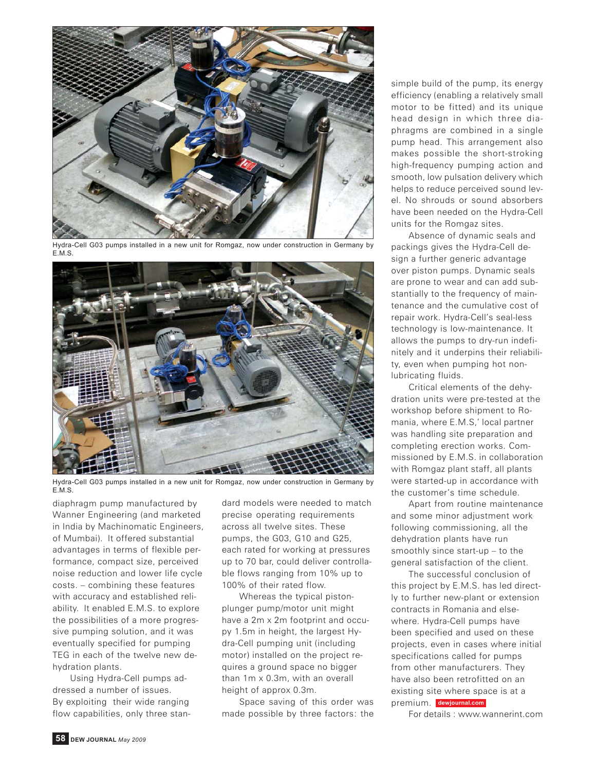Hydra-Cell G03 pumps installed in a new unit for Romgaz, now under construction in Germany by E.M.S.

Hydra-Cell G03 pumps installed in a new unit for Romgaz, now under construction in Germany by E.M.S.

diaphragm pump manufactured by Wanner Engineering (and marketed in India by Machinomatic Engineers, of Mumbai). It offered substantial advantages in terms of flexible performance, compact size, perceived noise reduction and lower life cycle costs. – combining these features with accuracy and established reliability. It enabled E.M.S. to explore the possibilities of a more progressive pumping solution, and it was eventually specified for pumping TEG in each of the twelve new dehydration plants.

Using Hydra-Cell pumps addressed a number of issues. By exploiting their wide ranging flow capabilities, only three standard models were needed to match precise operating requirements across all twelve sites. These pumps, the G03, G10 and G25, each rated for working at pressures up to 70 bar, could deliver controllable flows ranging from 10% up to 100% of their rated flow.

Whereas the typical piston-plunger pump/motor unit might have a 2m x 2m footprint and occupy 1.5m in height, the largest Hydra-Cell pumping unit (including motor) installed on the project requires a ground space no bigger than 1m x 0.3m, with an overall height of approx 0.3m.

Space saving of this order was made possible by three factors: the simple build of the pump, its energy efficiency (enabling a relatively small motor to be fitted) and its unique head design in which three diaphragms are combined in a single pump head. This arrangement also makes possible the short-stroking high-frequency pumping action and smooth, low pulsation delivery which helps to reduce perceived sound level. No shrouds or sound absorbers have been needed on the Hydra-Cell units for the Romgaz sites.

Absence of dynamic seals and packings gives the Hydra-Cell design a further generic advantage over piston pumps. Dynamic seals are prone to wear and can add substantially to the frequency of maintenance and the cumulative cost of repair work. Hydra-Cell's seal-less technology is low-maintenance. It allows the pumps to dry-run indefinitely and it underpins their reliability, even when pumping hot non-lubricating fluids.

Critical elements of the dehydration units were pre-tested at the workshop before shipment to Romania, where E.M.S,' local partner was handling site preparation and completing erection works. Commissioned by E.M.S. in collaboration with Romgaz plant staff, all plants were started-up in accordance with the customer's time schedule.

Apart from routine maintenance and some minor adjustment work following commissioning, all the dehydration plants have run smoothly since start-up – to the general satisfaction of the client.

The successful conclusion of this project by E.M.S. has led directly to further new-plant or extension contracts in Romania and elsewhere. Hydra-Cell pumps have been specified and used on these projects, even in cases where initial specifications called for pumps from other manufacturers. They have also been retrofitted on an existing site where space is at a premium. dewjournal.com

For details : www.wannerint.com